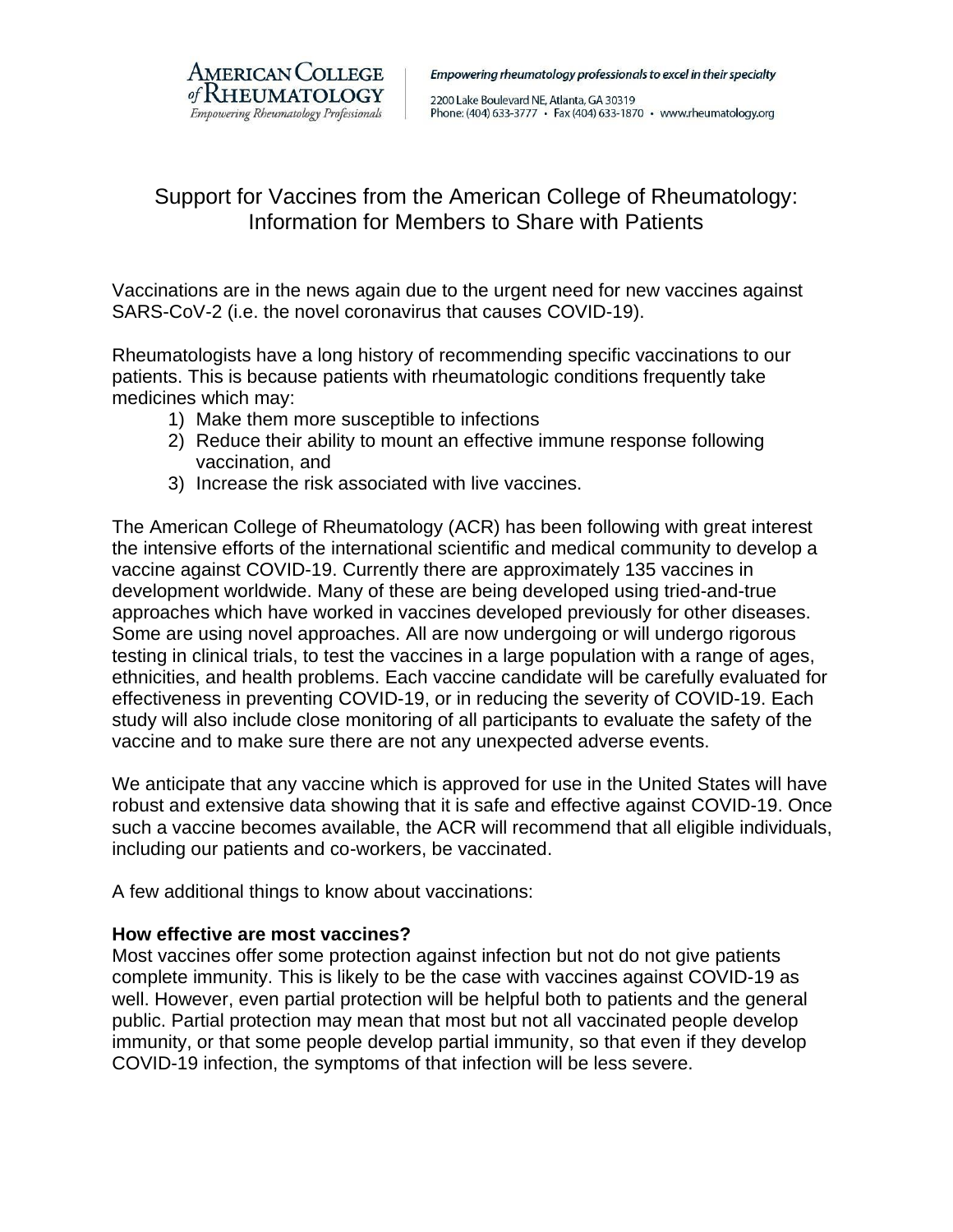AMERICAN COLLEGE of RHEUMATOLOGY
*Empowering Rheumatology Professionals*

***Empowering rheumatology professionals to excel in their specialty***

2200 Lake Boulevard NE, Atlanta, GA 30319
Phone: (404) 633-3777 • Fax (404) 633-1870 • www.rheumatology.org

# Support for Vaccines from the American College of Rheumatology: Information for Members to Share with Patients

Vaccinations are in the news again due to the urgent need for new vaccines against SARS-CoV-2 (i.e. the novel coronavirus that causes COVID-19).

Rheumatologists have a long history of recommending specific vaccinations to our patients. This is because patients with rheumatologic conditions frequently take medicines which may:

1) Make them more susceptible to infections
2) Reduce their ability to mount an effective immune response following vaccination, and
3) Increase the risk associated with live vaccines.

The American College of Rheumatology (ACR) has been following with great interest the intensive efforts of the international scientific and medical community to develop a vaccine against COVID-19. Currently there are approximately 135 vaccines in development worldwide. Many of these are being developed using tried-and-true approaches which have worked in vaccines developed previously for other diseases. Some are using novel approaches. All are now undergoing or will undergo rigorous testing in clinical trials, to test the vaccines in a large population with a range of ages, ethnicities, and health problems. Each vaccine candidate will be carefully evaluated for effectiveness in preventing COVID-19, or in reducing the severity of COVID-19. Each study will also include close monitoring of all participants to evaluate the safety of the vaccine and to make sure there are not any unexpected adverse events.

We anticipate that any vaccine which is approved for use in the United States will have robust and extensive data showing that it is safe and effective against COVID-19. Once such a vaccine becomes available, the ACR will recommend that all eligible individuals, including our patients and co-workers, be vaccinated.

A few additional things to know about vaccinations:

**How effective are most vaccines?**
Most vaccines offer some protection against infection but not do not give patients complete immunity. This is likely to be the case with vaccines against COVID-19 as well. However, even partial protection will be helpful both to patients and the general public. Partial protection may mean that most but not all vaccinated people develop immunity, or that some people develop partial immunity, so that even if they develop COVID-19 infection, the symptoms of that infection will be less severe.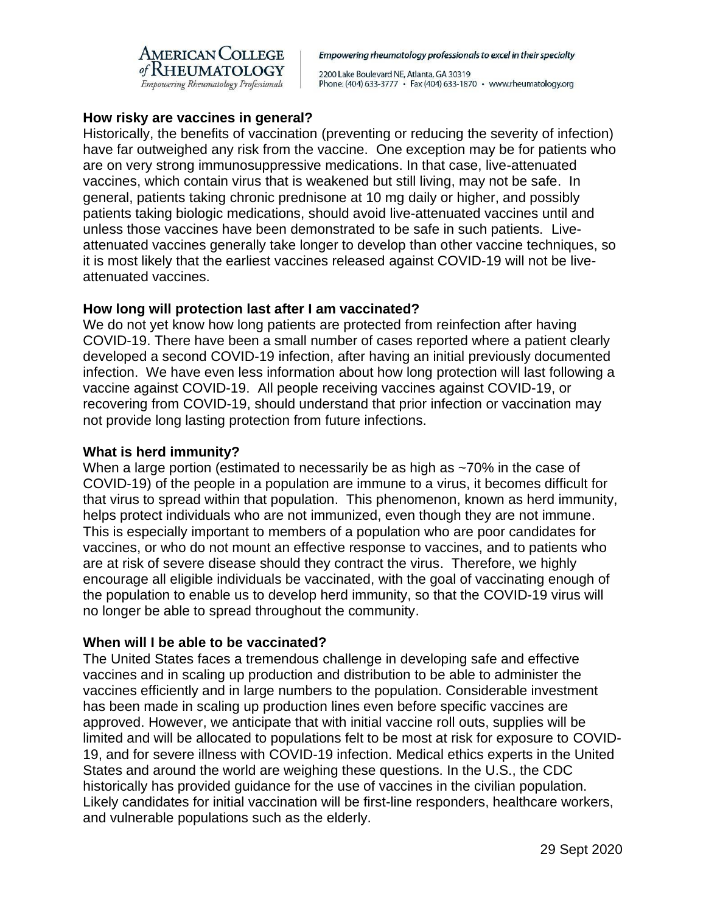**How risky are vaccines in general?**
Historically, the benefits of vaccination (preventing or reducing the severity of infection) have far outweighed any risk from the vaccine. One exception may be for patients who are on very strong immunosuppressive medications. In that case, live-attenuated vaccines, which contain virus that is weakened but still living, may not be safe. In general, patients taking chronic prednisone at 10 mg daily or higher, and possibly patients taking biologic medications, should avoid live-attenuated vaccines until and unless those vaccines have been demonstrated to be safe in such patients. Live-attenuated vaccines generally take longer to develop than other vaccine techniques, so it is most likely that the earliest vaccines released against COVID-19 will not be live-attenuated vaccines.

**How long will protection last after I am vaccinated?**
We do not yet know how long patients are protected from reinfection after having COVID-19. There have been a small number of cases reported where a patient clearly developed a second COVID-19 infection, after having an initial previously documented infection. We have even less information about how long protection will last following a vaccine against COVID-19. All people receiving vaccines against COVID-19, or recovering from COVID-19, should understand that prior infection or vaccination may not provide long lasting protection from future infections.

**What is herd immunity?**
When a large portion (estimated to necessarily be as high as ~70% in the case of COVID-19) of the people in a population are immune to a virus, it becomes difficult for that virus to spread within that population. This phenomenon, known as herd immunity, helps protect individuals who are not immunized, even though they are not immune. This is especially important to members of a population who are poor candidates for vaccines, or who do not mount an effective response to vaccines, and to patients who are at risk of severe disease should they contract the virus. Therefore, we highly encourage all eligible individuals be vaccinated, with the goal of vaccinating enough of the population to enable us to develop herd immunity, so that the COVID-19 virus will no longer be able to spread throughout the community.

**When will I be able to be vaccinated?**
The United States faces a tremendous challenge in developing safe and effective vaccines and in scaling up production and distribution to be able to administer the vaccines efficiently and in large numbers to the population. Considerable investment has been made in scaling up production lines even before specific vaccines are approved. However, we anticipate that with initial vaccine roll outs, supplies will be limited and will be allocated to populations felt to be most at risk for exposure to COVID-19, and for severe illness with COVID-19 infection. Medical ethics experts in the United States and around the world are weighing these questions. In the U.S., the CDC historically has provided guidance for the use of vaccines in the civilian population. Likely candidates for initial vaccination will be first-line responders, healthcare workers, and vulnerable populations such as the elderly.

29 Sept 2020